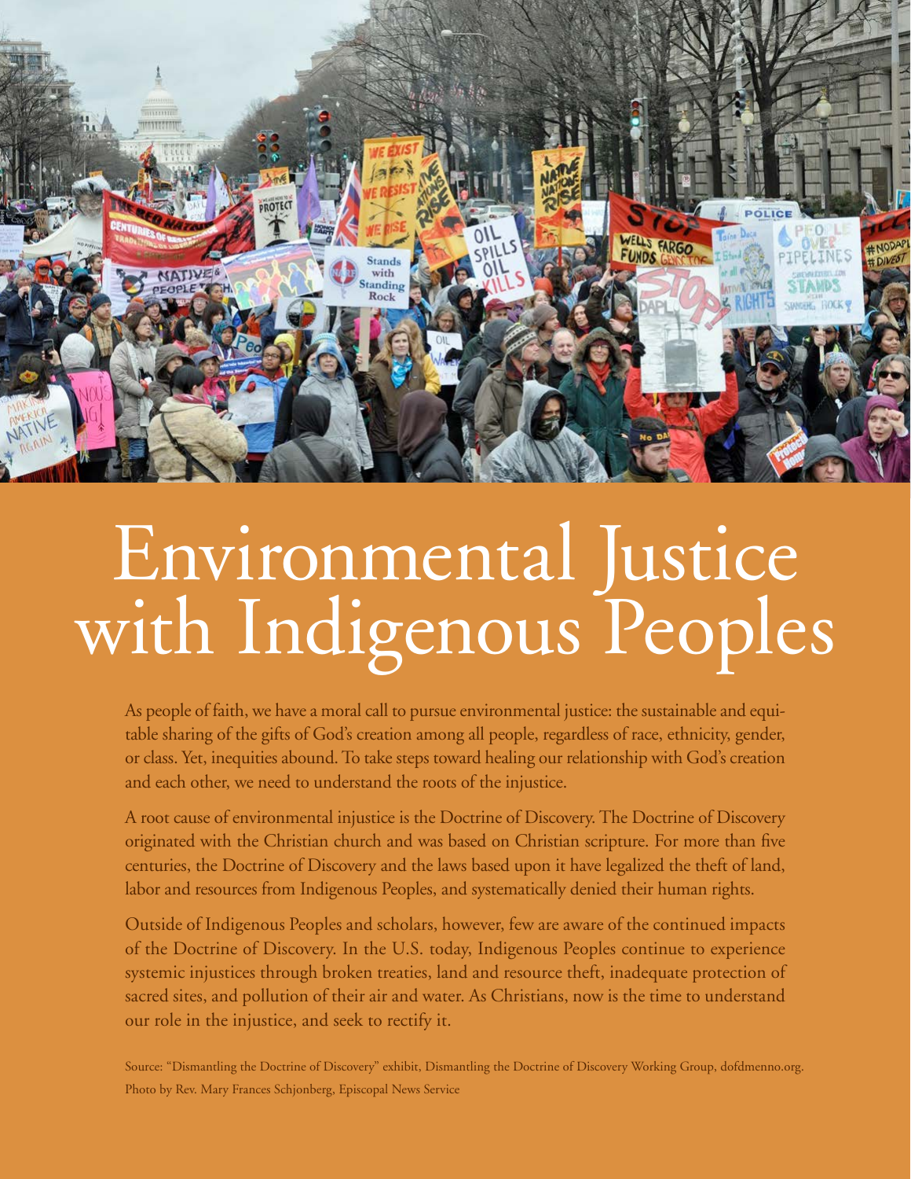# Environmental Justice with Indigenous Peoples

As people of faith, we have a moral call to pursue environmental justice: the sustainable and equitable sharing of the gifts of God's creation among all people, regardless of race, ethnicity, gender, or class. Yet, inequities abound. To take steps toward healing our relationship with God's creation and each other, we need to understand the roots of the injustice.

A root cause of environmental injustice is the Doctrine of Discovery. The Doctrine of Discovery originated with the Christian church and was based on Christian scripture. For more than five centuries, the Doctrine of Discovery and the laws based upon it have legalized the theft of land, labor and resources from Indigenous Peoples, and systematically denied their human rights.

Outside of Indigenous Peoples and scholars, however, few are aware of the continued impacts of the Doctrine of Discovery. In the U.S. today, Indigenous Peoples continue to experience systemic injustices through broken treaties, land and resource theft, inadequate protection of sacred sites, and pollution of their air and water. As Christians, now is the time to understand our role in the injustice, and seek to rectify it.

Source: "Dismantling the Doctrine of Discovery" exhibit, Dismantling the Doctrine of Discovery Working Group, dofdmenno.org.
Photo by Rev. Mary Frances Schjonberg, Episcopal News Service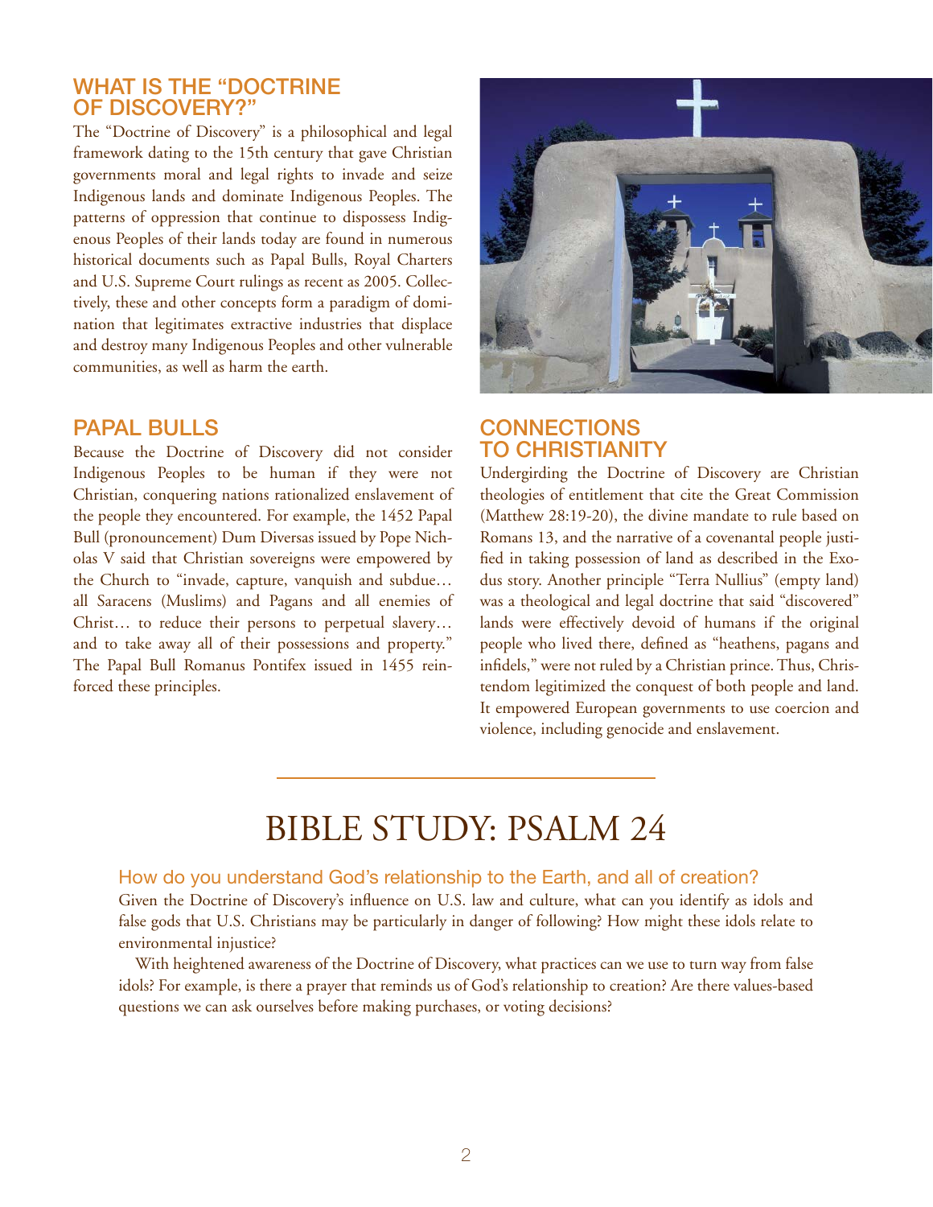## WHAT IS THE "DOCTRINE OF DISCOVERY?"

The "Doctrine of Discovery" is a philosophical and legal framework dating to the 15th century that gave Christian governments moral and legal rights to invade and seize Indigenous lands and dominate Indigenous Peoples. The patterns of oppression that continue to dispossess Indigenous Peoples of their lands today are found in numerous historical documents such as Papal Bulls, Royal Charters and U.S. Supreme Court rulings as recent as 2005. Collectively, these and other concepts form a paradigm of domination that legitimates extractive industries that displace and destroy many Indigenous Peoples and other vulnerable communities, as well as harm the earth.

## PAPAL BULLS

Because the Doctrine of Discovery did not consider Indigenous Peoples to be human if they were not Christian, conquering nations rationalized enslavement of the people they encountered. For example, the 1452 Papal Bull (pronouncement) Dum Diversas issued by Pope Nicholas V said that Christian sovereigns were empowered by the Church to "invade, capture, vanquish and subdue… all Saracens (Muslims) and Pagans and all enemies of Christ… to reduce their persons to perpetual slavery… and to take away all of their possessions and property." The Papal Bull Romanus Pontifex issued in 1455 reinforced these principles.

## CONNECTIONS TO CHRISTIANITY

Undergirding the Doctrine of Discovery are Christian theologies of entitlement that cite the Great Commission (Matthew 28:19-20), the divine mandate to rule based on Romans 13, and the narrative of a covenantal people justified in taking possession of land as described in the Exodus story. Another principle "Terra Nullius" (empty land) was a theological and legal doctrine that said "discovered" lands were effectively devoid of humans if the original people who lived there, defined as "heathens, pagans and infidels," were not ruled by a Christian prince. Thus, Christendom legitimized the conquest of both people and land. It empowered European governments to use coercion and violence, including genocide and enslavement.

# BIBLE STUDY: PSALM 24

### How do you understand God's relationship to the Earth, and all of creation?

Given the Doctrine of Discovery's influence on U.S. law and culture, what can you identify as idols and false gods that U.S. Christians may be particularly in danger of following? How might these idols relate to environmental injustice?

With heightened awareness of the Doctrine of Discovery, what practices can we use to turn way from false idols? For example, is there a prayer that reminds us of God's relationship to creation? Are there values-based questions we can ask ourselves before making purchases, or voting decisions?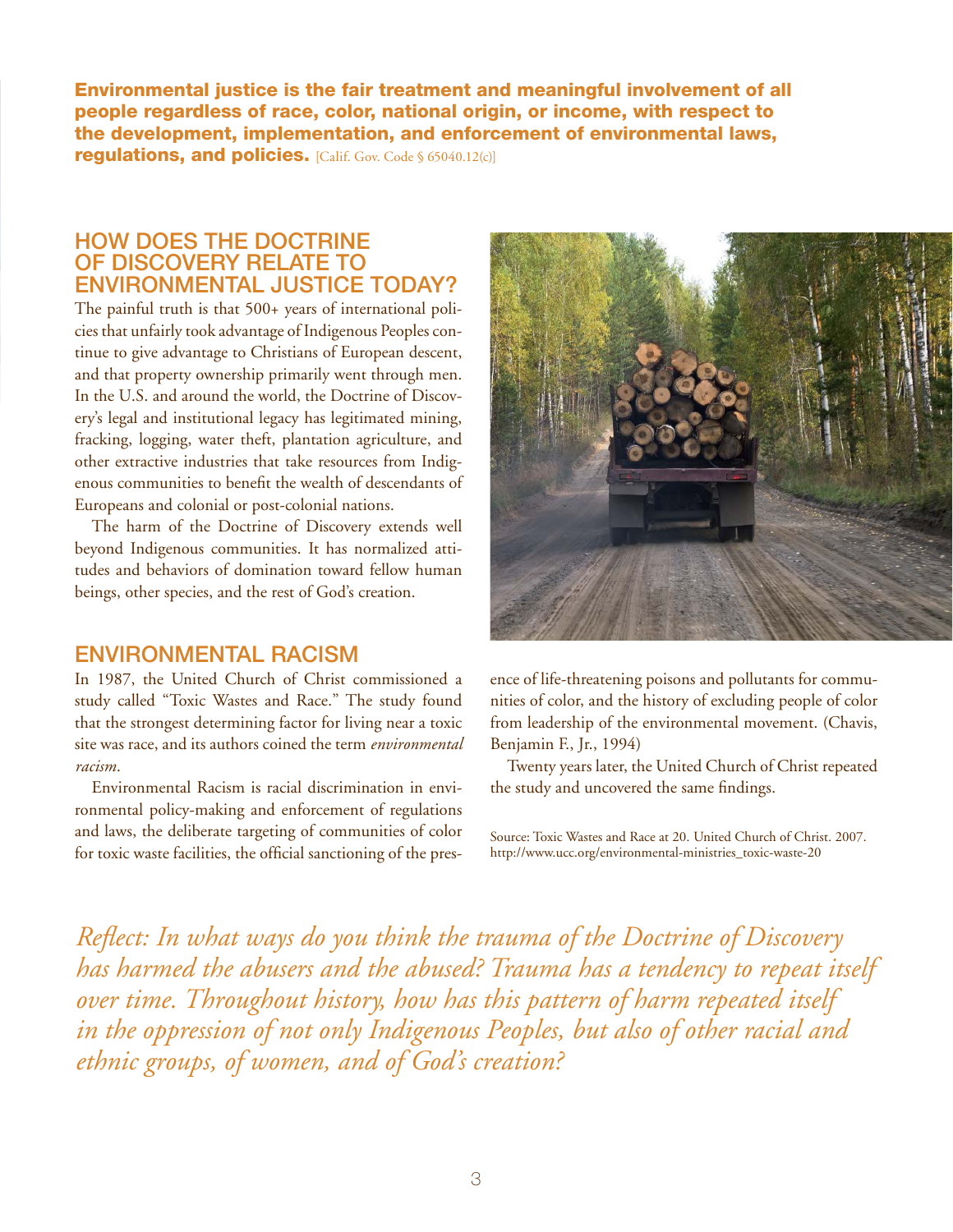**Environmental justice is the fair treatment and meaningful involvement of all people regardless of race, color, national origin, or income, with respect to the development, implementation, and enforcement of environmental laws, regulations, and policies.** [Calif. Gov. Code § 65040.12(c)]

## HOW DOES THE DOCTRINE OF DISCOVERY RELATE TO ENVIRONMENTAL JUSTICE TODAY?

The painful truth is that 500+ years of international policies that unfairly took advantage of Indigenous Peoples continue to give advantage to Christians of European descent, and that property ownership primarily went through men. In the U.S. and around the world, the Doctrine of Discovery's legal and institutional legacy has legitimated mining, fracking, logging, water theft, plantation agriculture, and other extractive industries that take resources from Indigenous communities to benefit the wealth of descendants of Europeans and colonial or post-colonial nations.

The harm of the Doctrine of Discovery extends well beyond Indigenous communities. It has normalized attitudes and behaviors of domination toward fellow human beings, other species, and the rest of God's creation.

## ENVIRONMENTAL RACISM

In 1987, the United Church of Christ commissioned a study called "Toxic Wastes and Race." The study found that the strongest determining factor for living near a toxic site was race, and its authors coined the term *environmental racism*.

Environmental Racism is racial discrimination in environmental policy-making and enforcement of regulations and laws, the deliberate targeting of communities of color for toxic waste facilities, the official sanctioning of the presence of life-threatening poisons and pollutants for communities of color, and the history of excluding people of color from leadership of the environmental movement. (Chavis, Benjamin F., Jr., 1994)

Twenty years later, the United Church of Christ repeated the study and uncovered the same findings.

Source: Toxic Wastes and Race at 20. United Church of Christ. 2007. http://www.ucc.org/environmental-ministries_toxic-waste-20

*Reflect: In what ways do you think the trauma of the Doctrine of Discovery has harmed the abusers and the abused? Trauma has a tendency to repeat itself over time. Throughout history, how has this pattern of harm repeated itself in the oppression of not only Indigenous Peoples, but also of other racial and ethnic groups, of women, and of God's creation?*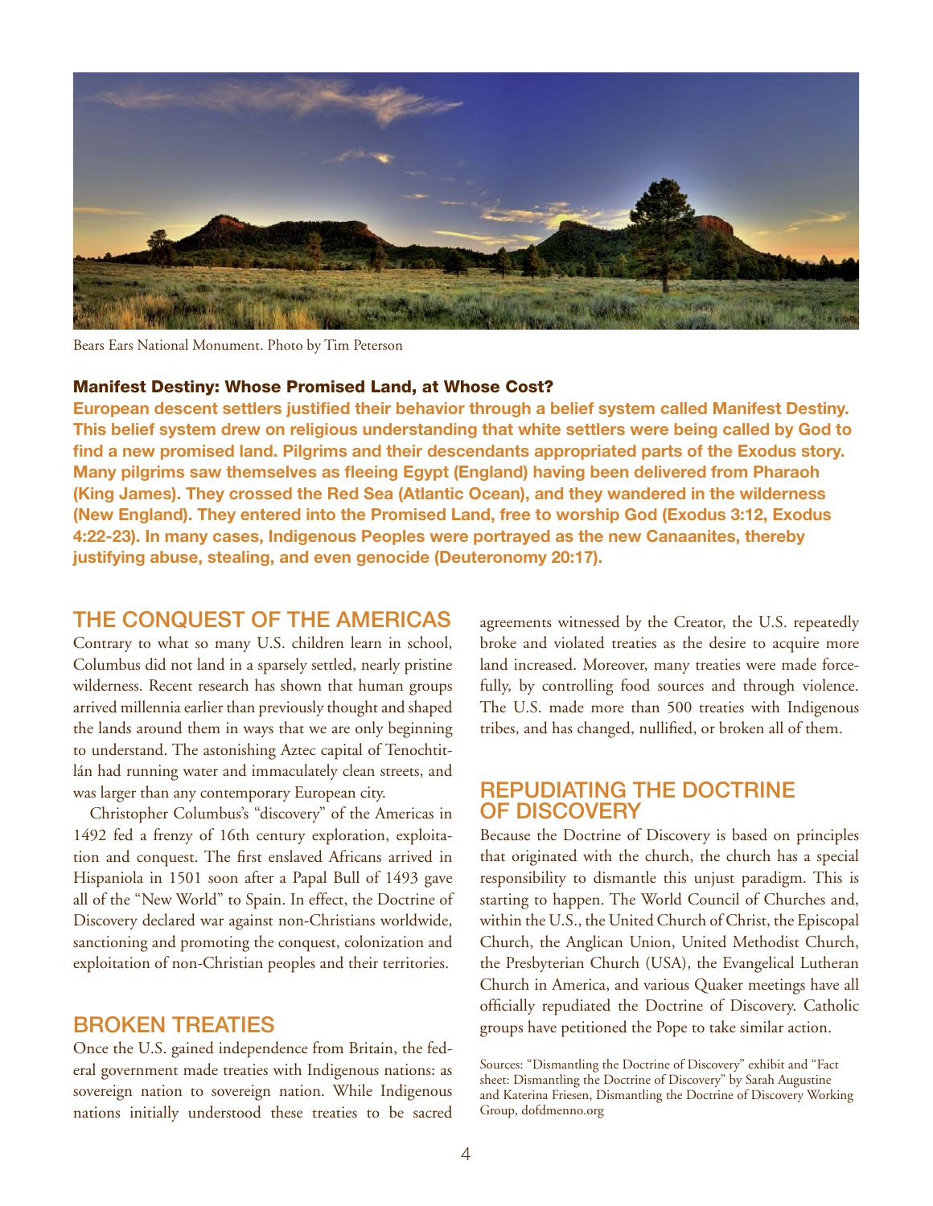Bears Ears National Monument. Photo by Tim Peterson

### Manifest Destiny: Whose Promised Land, at Whose Cost?

**European descent settlers justified their behavior through a belief system called Manifest Destiny. This belief system drew on religious understanding that white settlers were being called by God to find a new promised land. Pilgrims and their descendants appropriated parts of the Exodus story. Many pilgrims saw themselves as fleeing Egypt (England) having been delivered from Pharaoh (King James). They crossed the Red Sea (Atlantic Ocean), and they wandered in the wilderness (New England). They entered into the Promised Land, free to worship God (Exodus 3:12, Exodus 4:22-23). In many cases, Indigenous Peoples were portrayed as the new Canaanites, thereby justifying abuse, stealing, and even genocide (Deuteronomy 20:17).**

## THE CONQUEST OF THE AMERICAS

Contrary to what so many U.S. children learn in school, Columbus did not land in a sparsely settled, nearly pristine wilderness. Recent research has shown that human groups arrived millennia earlier than previously thought and shaped the lands around them in ways that we are only beginning to understand. The astonishing Aztec capital of Tenochtitlán had running water and immaculately clean streets, and was larger than any contemporary European city.

Christopher Columbus's "discovery" of the Americas in 1492 fed a frenzy of 16th century exploration, exploitation and conquest. The first enslaved Africans arrived in Hispaniola in 1501 soon after a Papal Bull of 1493 gave all of the "New World" to Spain. In effect, the Doctrine of Discovery declared war against non-Christians worldwide, sanctioning and promoting the conquest, colonization and exploitation of non-Christian peoples and their territories.

## BROKEN TREATIES

Once the U.S. gained independence from Britain, the federal government made treaties with Indigenous nations: as sovereign nation to sovereign nation. While Indigenous nations initially understood these treaties to be sacred agreements witnessed by the Creator, the U.S. repeatedly broke and violated treaties as the desire to acquire more land increased. Moreover, many treaties were made forcefully, by controlling food sources and through violence. The U.S. made more than 500 treaties with Indigenous tribes, and has changed, nullified, or broken all of them.

## REPUDIATING THE DOCTRINE OF DISCOVERY

Because the Doctrine of Discovery is based on principles that originated with the church, the church has a special responsibility to dismantle this unjust paradigm. This is starting to happen. The World Council of Churches and, within the U.S., the United Church of Christ, the Episcopal Church, the Anglican Union, United Methodist Church, the Presbyterian Church (USA), the Evangelical Lutheran Church in America, and various Quaker meetings have all officially repudiated the Doctrine of Discovery. Catholic groups have petitioned the Pope to take similar action.

Sources: "Dismantling the Doctrine of Discovery" exhibit and "Fact sheet: Dismantling the Doctrine of Discovery" by Sarah Augustine and Katerina Friesen, Dismantling the Doctrine of Discovery Working Group, dofdmenno.org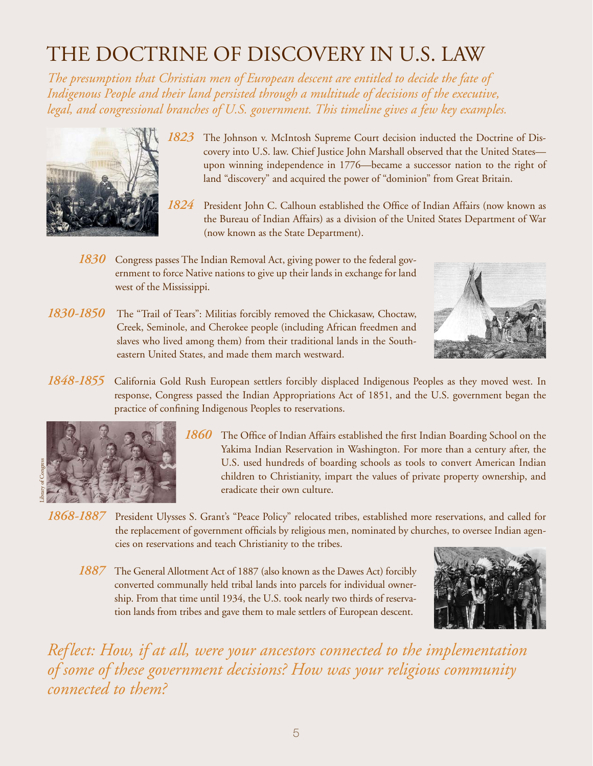# THE DOCTRINE OF DISCOVERY IN U.S. LAW

*The presumption that Christian men of European descent are entitled to decide the fate of Indigenous People and their land persisted through a multitude of decisions of the executive, legal, and congressional branches of U.S. government. This timeline gives a few key examples.*

***1823*** The Johnson v. McIntosh Supreme Court decision inducted the Doctrine of Discovery into U.S. law. Chief Justice John Marshall observed that the United States—upon winning independence in 1776—became a successor nation to the right of land "discovery" and acquired the power of "dominion" from Great Britain.

***1824*** President John C. Calhoun established the Office of Indian Affairs (now known as the Bureau of Indian Affairs) as a division of the United States Department of War (now known as the State Department).

***1830*** Congress passes The Indian Removal Act, giving power to the federal government to force Native nations to give up their lands in exchange for land west of the Mississippi.

***1830-1850*** The "Trail of Tears": Militias forcibly removed the Chickasaw, Choctaw, Creek, Seminole, and Cherokee people (including African freedmen and slaves who lived among them) from their traditional lands in the Southeastern United States, and made them march westward.

***1848-1855*** California Gold Rush European settlers forcibly displaced Indigenous Peoples as they moved west. In response, Congress passed the Indian Appropriations Act of 1851, and the U.S. government began the practice of confining Indigenous Peoples to reservations.

Library of Congress

***1860*** The Office of Indian Affairs established the first Indian Boarding School on the Yakima Indian Reservation in Washington. For more than a century after, the U.S. used hundreds of boarding schools as tools to convert American Indian children to Christianity, impart the values of private property ownership, and eradicate their own culture.

***1868-1887*** President Ulysses S. Grant's "Peace Policy" relocated tribes, established more reservations, and called for the replacement of government officials by religious men, nominated by churches, to oversee Indian agencies on reservations and teach Christianity to the tribes.

***1887*** The General Allotment Act of 1887 (also known as the Dawes Act) forcibly converted communally held tribal lands into parcels for individual ownership. From that time until 1934, the U.S. took nearly two thirds of reservation lands from tribes and gave them to male settlers of European descent.

*Reflect: How, if at all, were your ancestors connected to the implementation of some of these government decisions? How was your religious community connected to them?*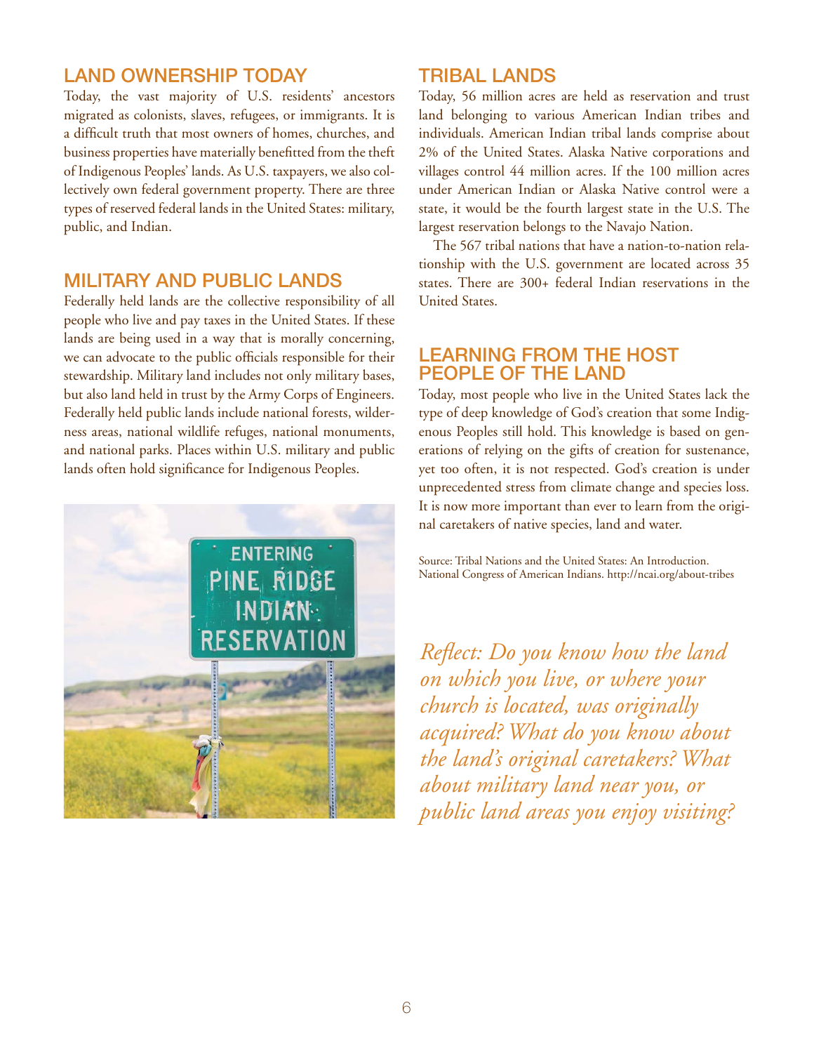## LAND OWNERSHIP TODAY

Today, the vast majority of U.S. residents' ancestors migrated as colonists, slaves, refugees, or immigrants. It is a difficult truth that most owners of homes, churches, and business properties have materially benefitted from the theft of Indigenous Peoples' lands. As U.S. taxpayers, we also collectively own federal government property. There are three types of reserved federal lands in the United States: military, public, and Indian.

## MILITARY AND PUBLIC LANDS

Federally held lands are the collective responsibility of all people who live and pay taxes in the United States. If these lands are being used in a way that is morally concerning, we can advocate to the public officials responsible for their stewardship. Military land includes not only military bases, but also land held in trust by the Army Corps of Engineers. Federally held public lands include national forests, wilderness areas, national wildlife refuges, national monuments, and national parks. Places within U.S. military and public lands often hold significance for Indigenous Peoples.

## TRIBAL LANDS

Today, 56 million acres are held as reservation and trust land belonging to various American Indian tribes and individuals. American Indian tribal lands comprise about 2% of the United States. Alaska Native corporations and villages control 44 million acres. If the 100 million acres under American Indian or Alaska Native control were a state, it would be the fourth largest state in the U.S. The largest reservation belongs to the Navajo Nation.

The 567 tribal nations that have a nation-to-nation relationship with the U.S. government are located across 35 states. There are 300+ federal Indian reservations in the United States.

## LEARNING FROM THE HOST PEOPLE OF THE LAND

Today, most people who live in the United States lack the type of deep knowledge of God's creation that some Indigenous Peoples still hold. This knowledge is based on generations of relying on the gifts of creation for sustenance, yet too often, it is not respected. God's creation is under unprecedented stress from climate change and species loss. It is now more important than ever to learn from the original caretakers of native species, land and water.

Source: Tribal Nations and the United States: An Introduction. National Congress of American Indians. http://ncai.org/about-tribes

*Reflect: Do you know how the land on which you live, or where your church is located, was originally acquired? What do you know about the land's original caretakers? What about military land near you, or public land areas you enjoy visiting?*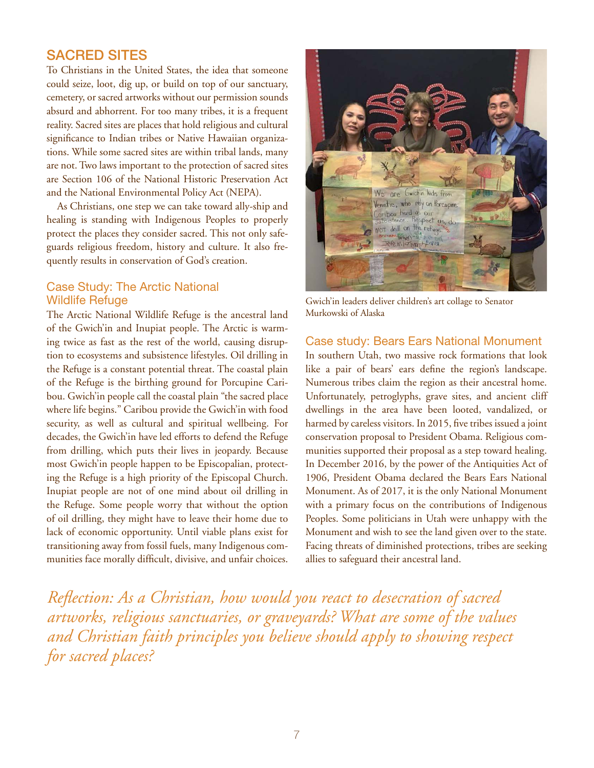## SACRED SITES

To Christians in the United States, the idea that someone could seize, loot, dig up, or build on top of our sanctuary, cemetery, or sacred artworks without our permission sounds absurd and abhorrent. For too many tribes, it is a frequent reality. Sacred sites are places that hold religious and cultural significance to Indian tribes or Native Hawaiian organizations. While some sacred sites are within tribal lands, many are not. Two laws important to the protection of sacred sites are Section 106 of the National Historic Preservation Act and the National Environmental Policy Act (NEPA).

As Christians, one step we can take toward ally-ship and healing is standing with Indigenous Peoples to properly protect the places they consider sacred. This not only safeguards religious freedom, history and culture. It also frequently results in conservation of God's creation.

### Case Study: The Arctic National Wildlife Refuge

The Arctic National Wildlife Refuge is the ancestral land of the Gwich'in and Inupiat people. The Arctic is warming twice as fast as the rest of the world, causing disruption to ecosystems and subsistence lifestyles. Oil drilling in the Refuge is a constant potential threat. The coastal plain of the Refuge is the birthing ground for Porcupine Caribou. Gwich'in people call the coastal plain "the sacred place where life begins." Caribou provide the Gwich'in with food security, as well as cultural and spiritual wellbeing. For decades, the Gwich'in have led efforts to defend the Refuge from drilling, which puts their lives in jeopardy. Because most Gwich'in people happen to be Episcopalian, protecting the Refuge is a high priority of the Episcopal Church. Inupiat people are not of one mind about oil drilling in the Refuge. Some people worry that without the option of oil drilling, they might have to leave their home due to lack of economic opportunity. Until viable plans exist for transitioning away from fossil fuels, many Indigenous communities face morally difficult, divisive, and unfair choices.

Gwich'in leaders deliver children's art collage to Senator Murkowski of Alaska

### Case study: Bears Ears National Monument

In southern Utah, two massive rock formations that look like a pair of bears' ears define the region's landscape. Numerous tribes claim the region as their ancestral home. Unfortunately, petroglyphs, grave sites, and ancient cliff dwellings in the area have been looted, vandalized, or harmed by careless visitors. In 2015, five tribes issued a joint conservation proposal to President Obama. Religious communities supported their proposal as a step toward healing. In December 2016, by the power of the Antiquities Act of 1906, President Obama declared the Bears Ears National Monument. As of 2017, it is the only National Monument with a primary focus on the contributions of Indigenous Peoples. Some politicians in Utah were unhappy with the Monument and wish to see the land given over to the state. Facing threats of diminished protections, tribes are seeking allies to safeguard their ancestral land.

*Reflection: As a Christian, how would you react to desecration of sacred artworks, religious sanctuaries, or graveyards? What are some of the values and Christian faith principles you believe should apply to showing respect for sacred places?*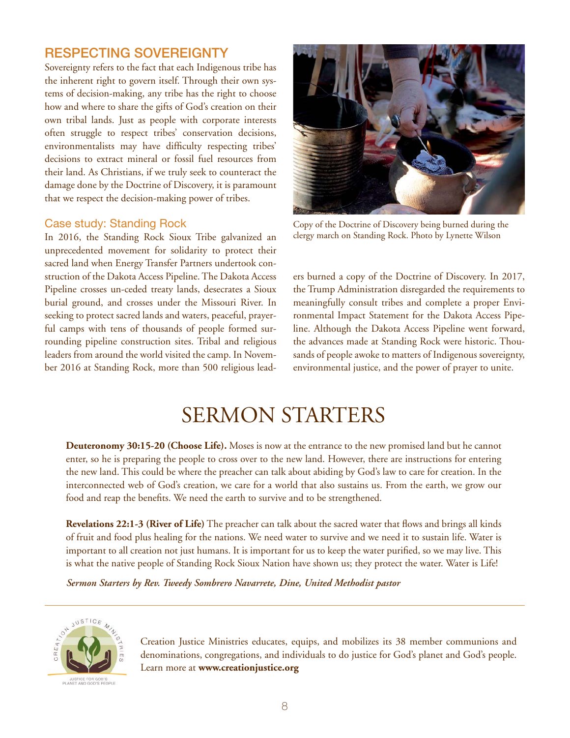## RESPECTING SOVEREIGNTY

Sovereignty refers to the fact that each Indigenous tribe has the inherent right to govern itself. Through their own systems of decision-making, any tribe has the right to choose how and where to share the gifts of God's creation on their own tribal lands. Just as people with corporate interests often struggle to respect tribes' conservation decisions, environmentalists may have difficulty respecting tribes' decisions to extract mineral or fossil fuel resources from their land. As Christians, if we truly seek to counteract the damage done by the Doctrine of Discovery, it is paramount that we respect the decision-making power of tribes.

### Case study: Standing Rock

In 2016, the Standing Rock Sioux Tribe galvanized an unprecedented movement for solidarity to protect their sacred land when Energy Transfer Partners undertook construction of the Dakota Access Pipeline. The Dakota Access Pipeline crosses un-ceded treaty lands, desecrates a Sioux burial ground, and crosses under the Missouri River. In seeking to protect sacred lands and waters, peaceful, prayerful camps with tens of thousands of people formed surrounding pipeline construction sites. Tribal and religious leaders from around the world visited the camp. In November 2016 at Standing Rock, more than 500 religious leaders burned a copy of the Doctrine of Discovery. In 2017, the Trump Administration disregarded the requirements to meaningfully consult tribes and complete a proper Environmental Impact Statement for the Dakota Access Pipeline. Although the Dakota Access Pipeline went forward, the advances made at Standing Rock were historic. Thousands of people awoke to matters of Indigenous sovereignty, environmental justice, and the power of prayer to unite.

Copy of the Doctrine of Discovery being burned during the clergy march on Standing Rock. Photo by Lynette Wilson

# SERMON STARTERS

**Deuteronomy 30:15-20 (Choose Life).** Moses is now at the entrance to the new promised land but he cannot enter, so he is preparing the people to cross over to the new land. However, there are instructions for entering the new land. This could be where the preacher can talk about abiding by God's law to care for creation. In the interconnected web of God's creation, we care for a world that also sustains us. From the earth, we grow our food and reap the benefits. We need the earth to survive and to be strengthened.

**Revelations 22:1-3 (River of Life)** The preacher can talk about the sacred water that flows and brings all kinds of fruit and food plus healing for the nations. We need water to survive and we need it to sustain life. Water is important to all creation not just humans. It is important for us to keep the water purified, so we may live. This is what the native people of Standing Rock Sioux Nation have shown us; they protect the water. Water is Life!

***Sermon Starters by Rev. Tweedy Sombrero Navarrete, Dine, United Methodist pastor***

---

Creation Justice Ministries educates, equips, and mobilizes its 38 member communions and denominations, congregations, and individuals to do justice for God's planet and God's people. Learn more at **www.creationjustice.org**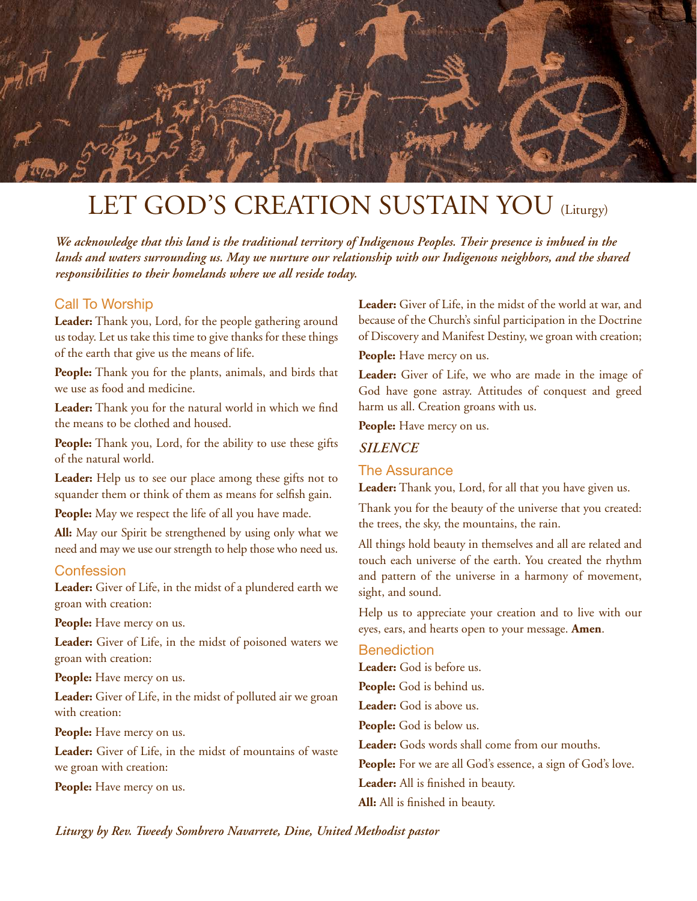# LET GOD'S CREATION SUSTAIN YOU (Liturgy)

***We acknowledge that this land is the traditional territory of Indigenous Peoples. Their presence is imbued in the lands and waters surrounding us. May we nurture our relationship with our Indigenous neighbors, and the shared responsibilities to their homelands where we all reside today.***

## Call To Worship

**Leader:** Thank you, Lord, for the people gathering around us today. Let us take this time to give thanks for these things of the earth that give us the means of life.

**People:** Thank you for the plants, animals, and birds that we use as food and medicine.

**Leader:** Thank you for the natural world in which we find the means to be clothed and housed.

**People:** Thank you, Lord, for the ability to use these gifts of the natural world.

**Leader:** Help us to see our place among these gifts not to squander them or think of them as means for selfish gain.

**People:** May we respect the life of all you have made.

**All:** May our Spirit be strengthened by using only what we need and may we use our strength to help those who need us.

## Confession

**Leader:** Giver of Life, in the midst of a plundered earth we groan with creation:

**People:** Have mercy on us.

**Leader:** Giver of Life, in the midst of poisoned waters we groan with creation:

**People:** Have mercy on us.

**Leader:** Giver of Life, in the midst of polluted air we groan with creation:

**People:** Have mercy on us.

**Leader:** Giver of Life, in the midst of mountains of waste we groan with creation:

**People:** Have mercy on us.

**Leader:** Giver of Life, in the midst of the world at war, and because of the Church's sinful participation in the Doctrine of Discovery and Manifest Destiny, we groan with creation;

**People:** Have mercy on us.

**Leader:** Giver of Life, we who are made in the image of God have gone astray. Attitudes of conquest and greed harm us all. Creation groans with us.

**People:** Have mercy on us.

***SILENCE***

## The Assurance

**Leader:** Thank you, Lord, for all that you have given us.

Thank you for the beauty of the universe that you created: the trees, the sky, the mountains, the rain.

All things hold beauty in themselves and all are related and touch each universe of the earth. You created the rhythm and pattern of the universe in a harmony of movement, sight, and sound.

Help us to appreciate your creation and to live with our eyes, ears, and hearts open to your message. **Amen**.

## Benediction

**Leader:** God is before us.

**People:** God is behind us.

**Leader:** God is above us.

**People:** God is below us.

**Leader:** Gods words shall come from our mouths.

**People:** For we are all God's essence, a sign of God's love.

**Leader:** All is finished in beauty.

**All:** All is finished in beauty.

***Liturgy by Rev. Tweedy Sombrero Navarrete, Dine, United Methodist pastor***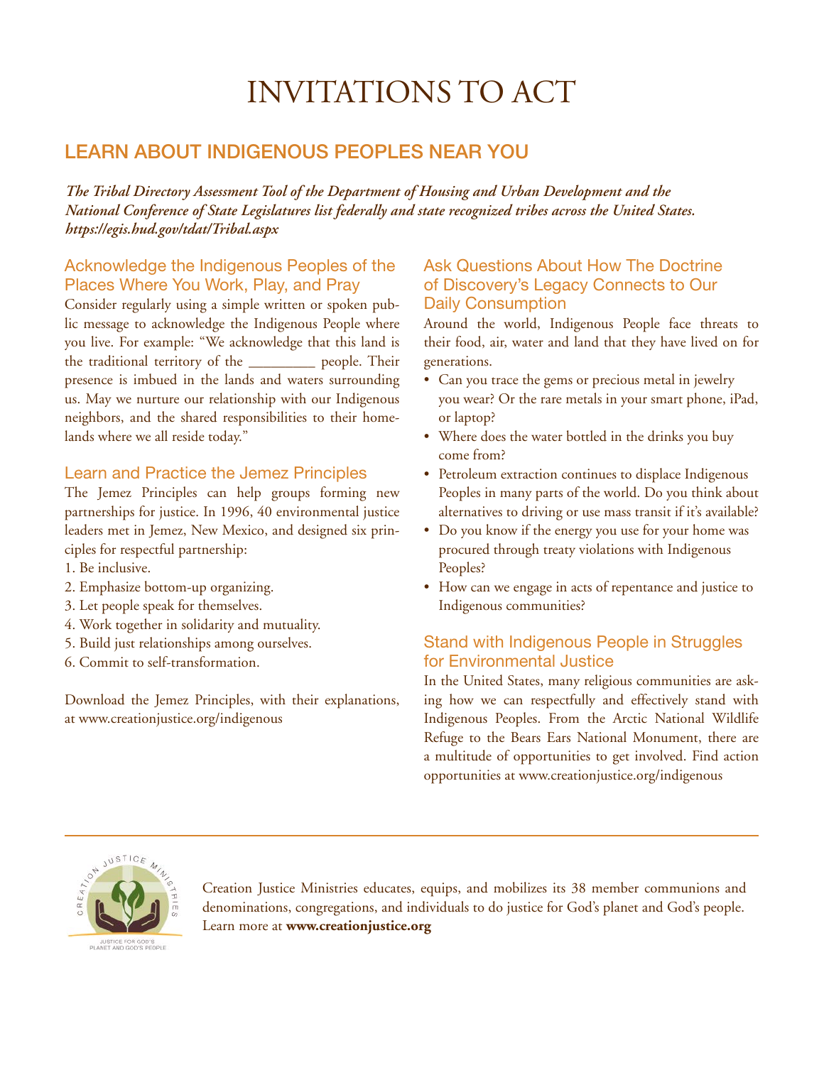# INVITATIONS TO ACT

## LEARN ABOUT INDIGENOUS PEOPLES NEAR YOU

***The Tribal Directory Assessment Tool of the Department of Housing and Urban Development and the National Conference of State Legislatures list federally and state recognized tribes across the United States. https://egis.hud.gov/tdat/Tribal.aspx***

### Acknowledge the Indigenous Peoples of the Places Where You Work, Play, and Pray

Consider regularly using a simple written or spoken public message to acknowledge the Indigenous People where you live. For example: "We acknowledge that this land is the traditional territory of the _________ people. Their presence is imbued in the lands and waters surrounding us. May we nurture our relationship with our Indigenous neighbors, and the shared responsibilities to their homelands where we all reside today."

### Learn and Practice the Jemez Principles

The Jemez Principles can help groups forming new partnerships for justice. In 1996, 40 environmental justice leaders met in Jemez, New Mexico, and designed six principles for respectful partnership:

1. Be inclusive.
2. Emphasize bottom-up organizing.
3. Let people speak for themselves.
4. Work together in solidarity and mutuality.
5. Build just relationships among ourselves.
6. Commit to self-transformation.

Download the Jemez Principles, with their explanations, at www.creationjustice.org/indigenous

### Ask Questions About How The Doctrine of Discovery's Legacy Connects to Our Daily Consumption

Around the world, Indigenous People face threats to their food, air, water and land that they have lived on for generations.

- Can you trace the gems or precious metal in jewelry you wear? Or the rare metals in your smart phone, iPad, or laptop?
- Where does the water bottled in the drinks you buy come from?
- Petroleum extraction continues to displace Indigenous Peoples in many parts of the world. Do you think about alternatives to driving or use mass transit if it's available?
- Do you know if the energy you use for your home was procured through treaty violations with Indigenous Peoples?
- How can we engage in acts of repentance and justice to Indigenous communities?

### Stand with Indigenous People in Struggles for Environmental Justice

In the United States, many religious communities are asking how we can respectfully and effectively stand with Indigenous Peoples. From the Arctic National Wildlife Refuge to the Bears Ears National Monument, there are a multitude of opportunities to get involved. Find action opportunities at www.creationjustice.org/indigenous

---

CREATION JUSTICE MINISTRIES

JUSTICE FOR GOD'S PLANET AND GOD'S PEOPLE

Creation Justice Ministries educates, equips, and mobilizes its 38 member communions and denominations, congregations, and individuals to do justice for God's planet and God's people. Learn more at **www.creationjustice.org**